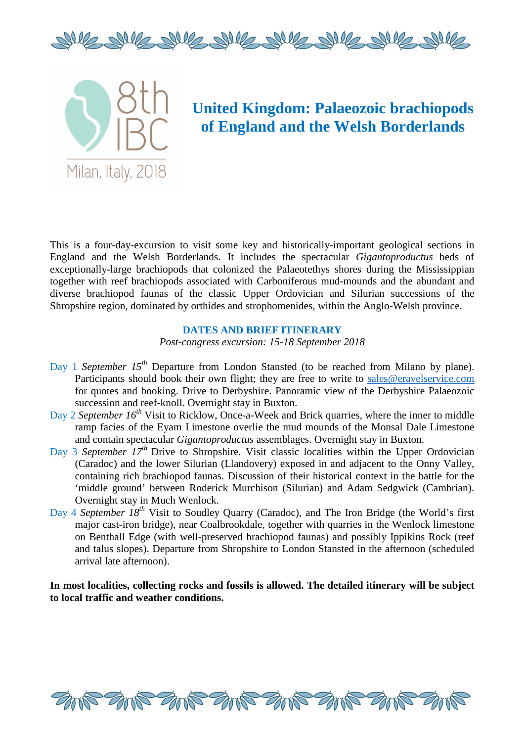8th IBC

Milan, Italy, 2018

# United Kingdom: Palaeozoic brachiopods of England and the Welsh Borderlands

This is a four-day-excursion to visit some key and historically-important geological sections in England and the Welsh Borderlands. It includes the spectacular *Gigantoproductus* beds of exceptionally-large brachiopods that colonized the Palaeotethys shores during the Mississippian together with reef brachiopods associated with Carboniferous mud-mounds and the abundant and diverse brachiopod faunas of the classic Upper Ordovician and Silurian successions of the Shropshire region, dominated by orthides and strophomenides, within the Anglo-Welsh province.

## DATES AND BRIEF ITINERARY

*Post-congress excursion: 15-18 September 2018*

- Day 1 *September 15th* Departure from London Stansted (to be reached from Milano by plane). Participants should book their own flight; they are free to write to sales@eravelservice.com for quotes and booking. Drive to Derbyshire. Panoramic view of the Derbyshire Palaeozoic succession and reef-knoll. Overnight stay in Buxton.
- Day 2 *September 16th* Visit to Ricklow, Once-a-Week and Brick quarries, where the inner to middle ramp facies of the Eyam Limestone overlie the mud mounds of the Monsal Dale Limestone and contain spectacular *Gigantoproductus* assemblages. Overnight stay in Buxton.
- Day 3 *September 17th* Drive to Shropshire. Visit classic localities within the Upper Ordovician (Caradoc) and the lower Silurian (Llandovery) exposed in and adjacent to the Onny Valley, containing rich brachiopod faunas. Discussion of their historical context in the battle for the 'middle ground' between Roderick Murchison (Silurian) and Adam Sedgwick (Cambrian). Overnight stay in Much Wenlock.
- Day 4 *September 18th* Visit to Soudley Quarry (Caradoc), and The Iron Bridge (the World's first major cast-iron bridge), near Coalbrookdale, together with quarries in the Wenlock limestone on Benthall Edge (with well-preserved brachiopod faunas) and possibly Ippikins Rock (reef and talus slopes). Departure from Shropshire to London Stansted in the afternoon (scheduled arrival late afternoon).

**In most localities, collecting rocks and fossils is allowed. The detailed itinerary will be subject to local traffic and weather conditions.**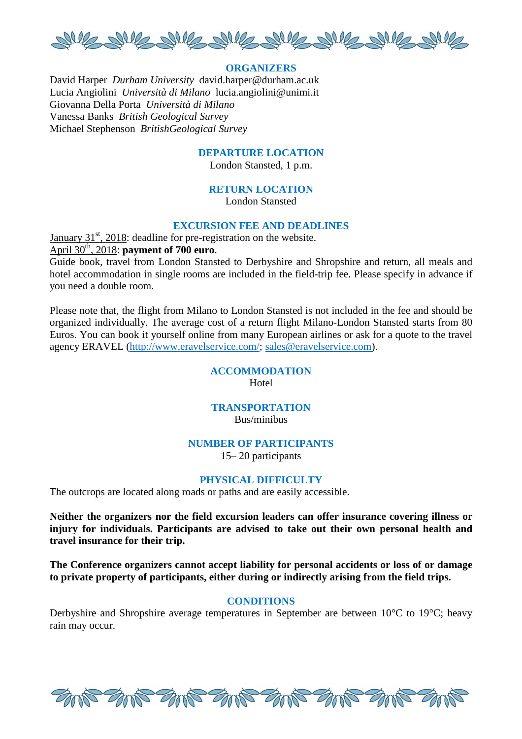## ORGANIZERS

David Harper *Durham University* david.harper@durham.ac.uk
Lucia Angiolini *Università di Milano* lucia.angiolini@unimi.it
Giovanna Della Porta *Università di Milano*
Vanessa Banks *British Geological Survey*
Michael Stephenson *BritishGeological Survey*

## DEPARTURE LOCATION

London Stansted, 1 p.m.

## RETURN LOCATION

London Stansted

## EXCURSION FEE AND DEADLINES

January 31st, 2018: deadline for pre-registration on the website.
April 30th, 2018: **payment of 700 euro**.
Guide book, travel from London Stansted to Derbyshire and Shropshire and return, all meals and hotel accommodation in single rooms are included in the field-trip fee. Please specify in advance if you need a double room.

Please note that, the flight from Milano to London Stansted is not included in the fee and should be organized individually. The average cost of a return flight Milano-London Stansted starts from 80 Euros. You can book it yourself online from many European airlines or ask for a quote to the travel agency ERAVEL (http://www.eravelservice.com/; sales@eravelservice.com).

## ACCOMMODATION

Hotel

## TRANSPORTATION

Bus/minibus

## NUMBER OF PARTICIPANTS

15– 20 participants

## PHYSICAL DIFFICULTY

The outcrops are located along roads or paths and are easily accessible.

**Neither the organizers nor the field excursion leaders can offer insurance covering illness or injury for individuals. Participants are advised to take out their own personal health and travel insurance for their trip.**

**The Conference organizers cannot accept liability for personal accidents or loss of or damage to private property of participants, either during or indirectly arising from the field trips.**

## CONDITIONS

Derbyshire and Shropshire average temperatures in September are between 10°C to 19°C; heavy rain may occur.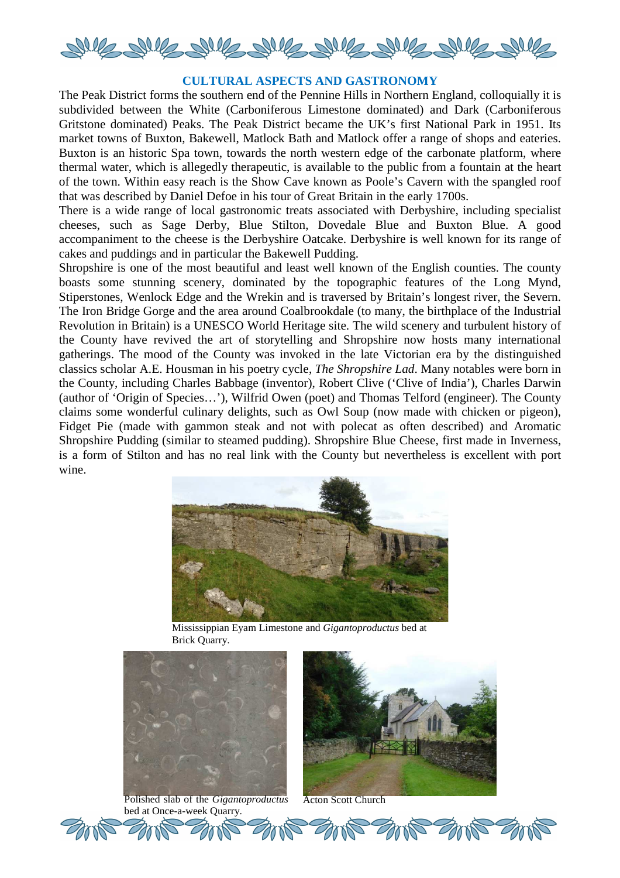## CULTURAL ASPECTS AND GASTRONOMY

The Peak District forms the southern end of the Pennine Hills in Northern England, colloquially it is subdivided between the White (Carboniferous Limestone dominated) and Dark (Carboniferous Gritstone dominated) Peaks. The Peak District became the UK's first National Park in 1951. Its market towns of Buxton, Bakewell, Matlock Bath and Matlock offer a range of shops and eateries. Buxton is an historic Spa town, towards the north western edge of the carbonate platform, where thermal water, which is allegedly therapeutic, is available to the public from a fountain at the heart of the town. Within easy reach is the Show Cave known as Poole's Cavern with the spangled roof that was described by Daniel Defoe in his tour of Great Britain in the early 1700s.

There is a wide range of local gastronomic treats associated with Derbyshire, including specialist cheeses, such as Sage Derby, Blue Stilton, Dovedale Blue and Buxton Blue. A good accompaniment to the cheese is the Derbyshire Oatcake. Derbyshire is well known for its range of cakes and puddings and in particular the Bakewell Pudding.

Shropshire is one of the most beautiful and least well known of the English counties. The county boasts some stunning scenery, dominated by the topographic features of the Long Mynd, Stiperstones, Wenlock Edge and the Wrekin and is traversed by Britain's longest river, the Severn. The Iron Bridge Gorge and the area around Coalbrookdale (to many, the birthplace of the Industrial Revolution in Britain) is a UNESCO World Heritage site. The wild scenery and turbulent history of the County have revived the art of storytelling and Shropshire now hosts many international gatherings. The mood of the County was invoked in the late Victorian era by the distinguished classics scholar A.E. Housman in his poetry cycle, *The Shropshire Lad*. Many notables were born in the County, including Charles Babbage (inventor), Robert Clive ('Clive of India'), Charles Darwin (author of 'Origin of Species…'), Wilfrid Owen (poet) and Thomas Telford (engineer). The County claims some wonderful culinary delights, such as Owl Soup (now made with chicken or pigeon), Fidget Pie (made with gammon steak and not with polecat as often described) and Aromatic Shropshire Pudding (similar to steamed pudding). Shropshire Blue Cheese, first made in Inverness, is a form of Stilton and has no real link with the County but nevertheless is excellent with port wine.

Mississippian Eyam Limestone and *Gigantoproductus* bed at Brick Quarry.

Polished slab of the *Gigantoproductus* bed at Once-a-week Quarry.

Acton Scott Church